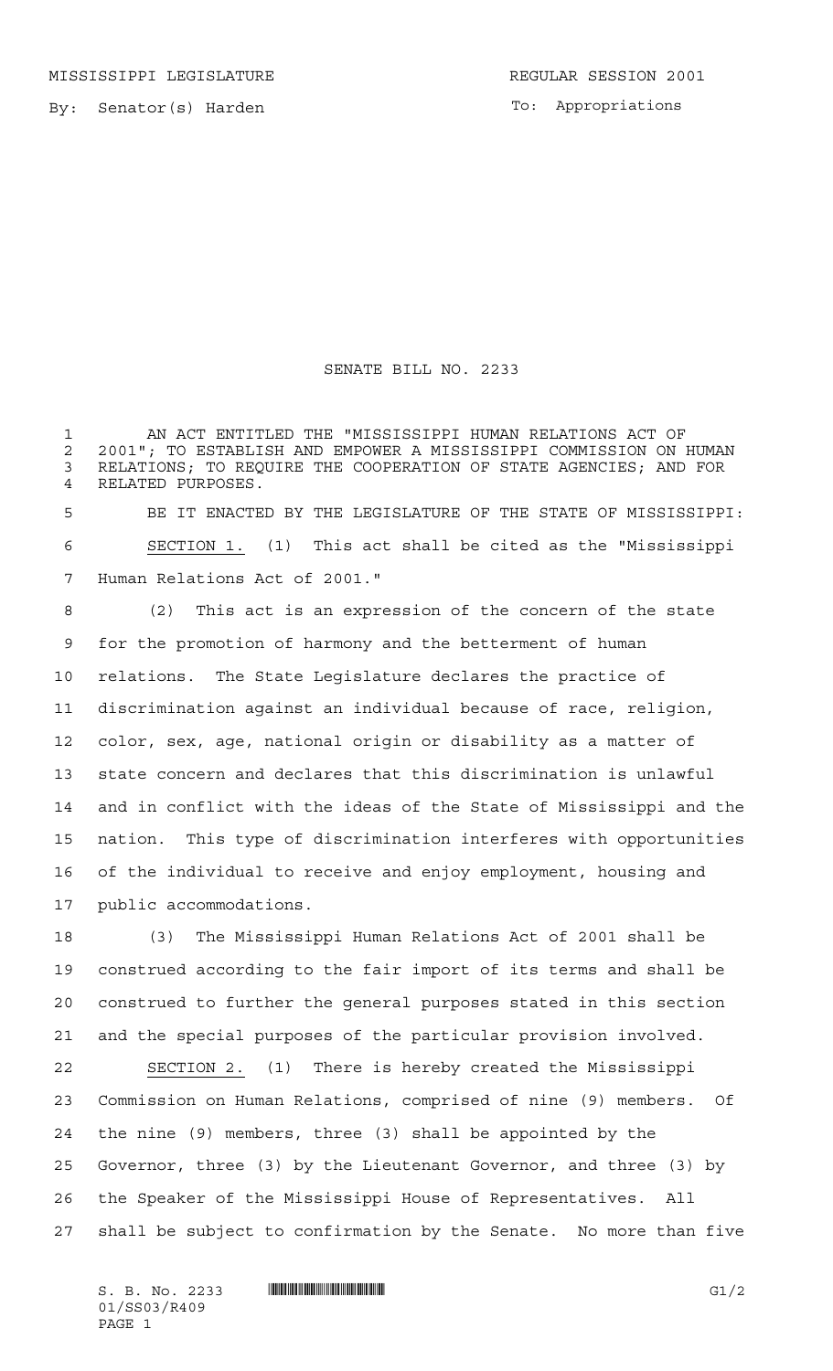MISSISSIPPI LEGISLATURE REGULAR SESSION 2001

By: Senator(s) Harden

To: Appropriations

# SENATE BILL NO. 2233

AN ACT ENTITLED THE "MISSISSIPPI HUMAN RELATIONS ACT OF 2001"; TO ESTABLISH AND EMPOWER A MISSISSIPPI COMMISSION ON HUMAN RELATIONS; TO REQUIRE THE COOPERATION OF STATE AGENCIES; AND FOR RELATED PURPOSES.

BE IT ENACTED BY THE LEGISLATURE OF THE STATE OF MISSISSIPPI:

SECTION 1. (1) This act shall be cited as the "Mississippi Human Relations Act of 2001."

(2) This act is an expression of the concern of the state for the promotion of harmony and the betterment of human relations. The State Legislature declares the practice of discrimination against an individual because of race, religion, color, sex, age, national origin or disability as a matter of state concern and declares that this discrimination is unlawful and in conflict with the ideas of the State of Mississippi and the nation. This type of discrimination interferes with opportunities of the individual to receive and enjoy employment, housing and public accommodations.

(3) The Mississippi Human Relations Act of 2001 shall be construed according to the fair import of its terms and shall be construed to further the general purposes stated in this section and the special purposes of the particular provision involved.

SECTION 2. (1) There is hereby created the Mississippi Commission on Human Relations, comprised of nine (9) members. Of the nine (9) members, three (3) shall be appointed by the Governor, three (3) by the Lieutenant Governor, and three (3) by the Speaker of the Mississippi House of Representatives. All shall be subject to confirmation by the Senate. No more than five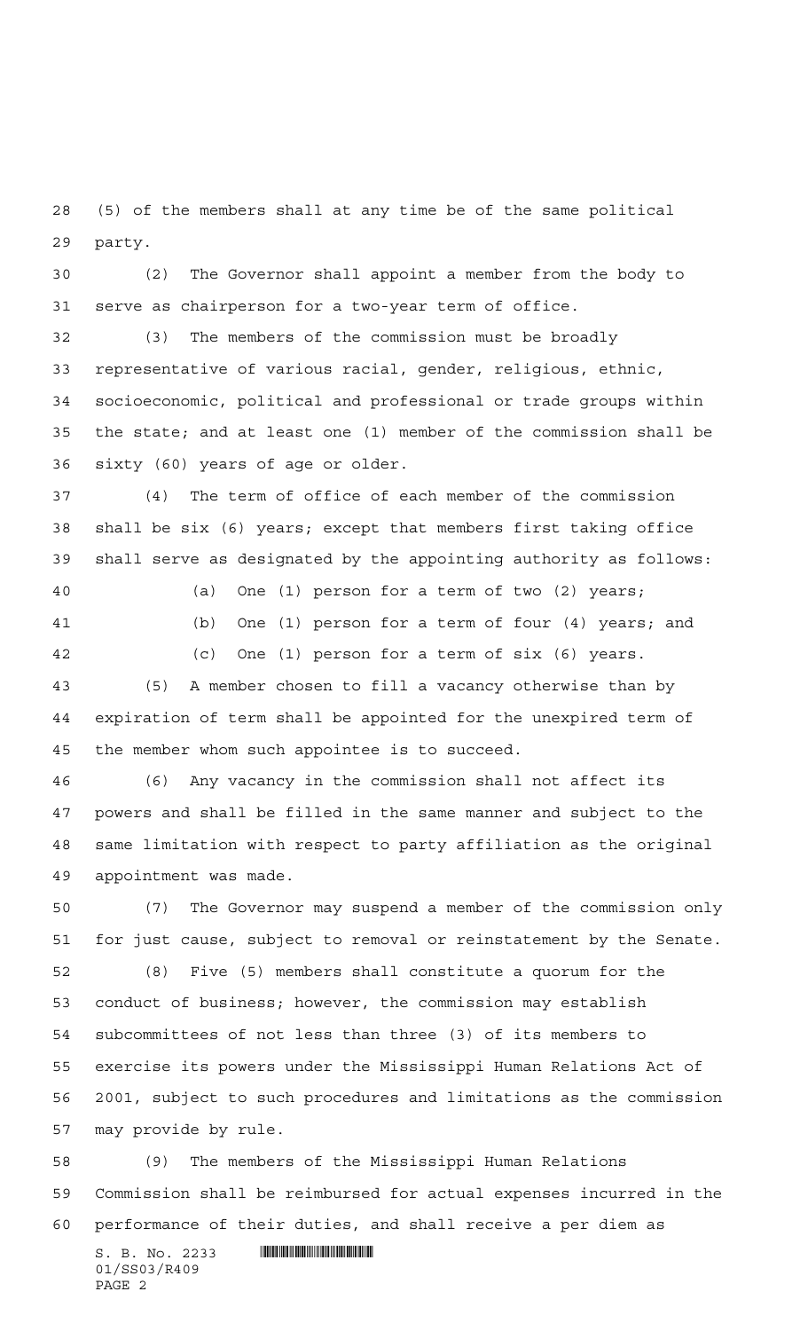(5) of the members shall at any time be of the same political party.

(2) The Governor shall appoint a member from the body to serve as chairperson for a two-year term of office.

(3) The members of the commission must be broadly representative of various racial, gender, religious, ethnic, socioeconomic, political and professional or trade groups within the state; and at least one (1) member of the commission shall be sixty (60) years of age or older.

(4) The term of office of each member of the commission shall be six (6) years; except that members first taking office shall serve as designated by the appointing authority as follows:

(a) One (1) person for a term of two (2) years;

(b) One (1) person for a term of four (4) years; and

(c) One (1) person for a term of six (6) years.

(5) A member chosen to fill a vacancy otherwise than by expiration of term shall be appointed for the unexpired term of the member whom such appointee is to succeed.

(6) Any vacancy in the commission shall not affect its powers and shall be filled in the same manner and subject to the same limitation with respect to party affiliation as the original appointment was made.

(7) The Governor may suspend a member of the commission only for just cause, subject to removal or reinstatement by the Senate.

(8) Five (5) members shall constitute a quorum for the conduct of business; however, the commission may establish subcommittees of not less than three (3) of its members to exercise its powers under the Mississippi Human Relations Act of 2001, subject to such procedures and limitations as the commission may provide by rule.

(9) The members of the Mississippi Human Relations Commission shall be reimbursed for actual expenses incurred in the performance of their duties, and shall receive a per diem as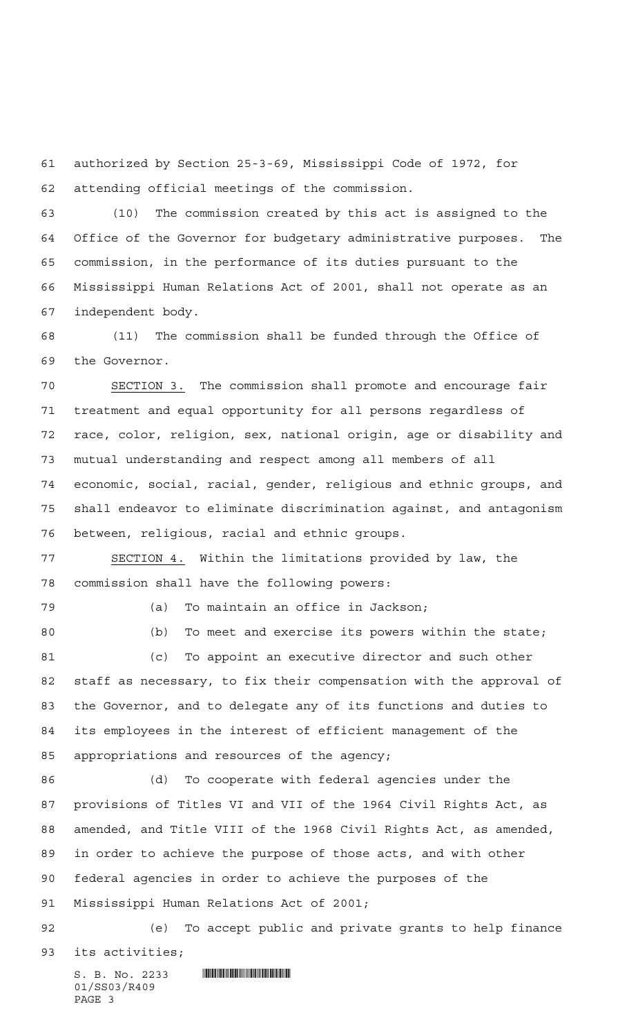authorized by Section 25-3-69, Mississippi Code of 1972, for attending official meetings of the commission.

(10) The commission created by this act is assigned to the Office of the Governor for budgetary administrative purposes. The commission, in the performance of its duties pursuant to the Mississippi Human Relations Act of 2001, shall not operate as an independent body.

(11) The commission shall be funded through the Office of the Governor.

SECTION 3. The commission shall promote and encourage fair treatment and equal opportunity for all persons regardless of race, color, religion, sex, national origin, age or disability and mutual understanding and respect among all members of all economic, social, racial, gender, religious and ethnic groups, and shall endeavor to eliminate discrimination against, and antagonism between, religious, racial and ethnic groups.

SECTION 4. Within the limitations provided by law, the commission shall have the following powers:

(a) To maintain an office in Jackson;

(b) To meet and exercise its powers within the state;

(c) To appoint an executive director and such other staff as necessary, to fix their compensation with the approval of the Governor, and to delegate any of its functions and duties to its employees in the interest of efficient management of the appropriations and resources of the agency;

(d) To cooperate with federal agencies under the provisions of Titles VI and VII of the 1964 Civil Rights Act, as amended, and Title VIII of the 1968 Civil Rights Act, as amended, in order to achieve the purpose of those acts, and with other federal agencies in order to achieve the purposes of the Mississippi Human Relations Act of 2001;

(e) To accept public and private grants to help finance its activities;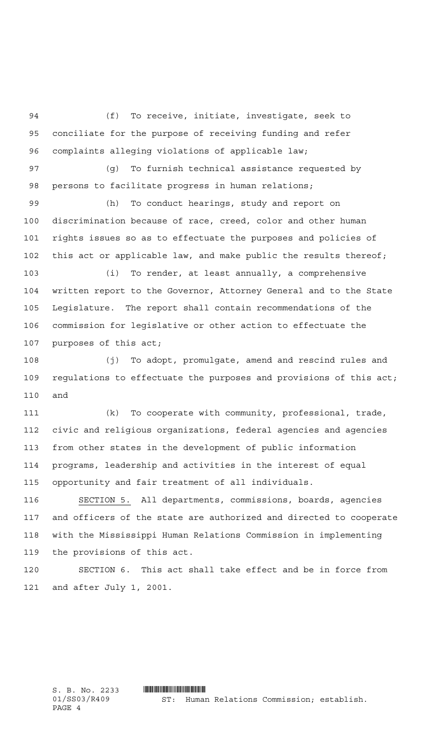(f) To receive, initiate, investigate, seek to conciliate for the purpose of receiving funding and refer complaints alleging violations of applicable law;

(g) To furnish technical assistance requested by persons to facilitate progress in human relations;

(h) To conduct hearings, study and report on discrimination because of race, creed, color and other human rights issues so as to effectuate the purposes and policies of this act or applicable law, and make public the results thereof;

(i) To render, at least annually, a comprehensive written report to the Governor, Attorney General and to the State Legislature. The report shall contain recommendations of the commission for legislative or other action to effectuate the purposes of this act;

(j) To adopt, promulgate, amend and rescind rules and regulations to effectuate the purposes and provisions of this act; and

(k) To cooperate with community, professional, trade, civic and religious organizations, federal agencies and agencies from other states in the development of public information programs, leadership and activities in the interest of equal opportunity and fair treatment of all individuals.

SECTION 5. All departments, commissions, boards, agencies and officers of the state are authorized and directed to cooperate with the Mississippi Human Relations Commission in implementing the provisions of this act.

SECTION 6. This act shall take effect and be in force from and after July 1, 2001.